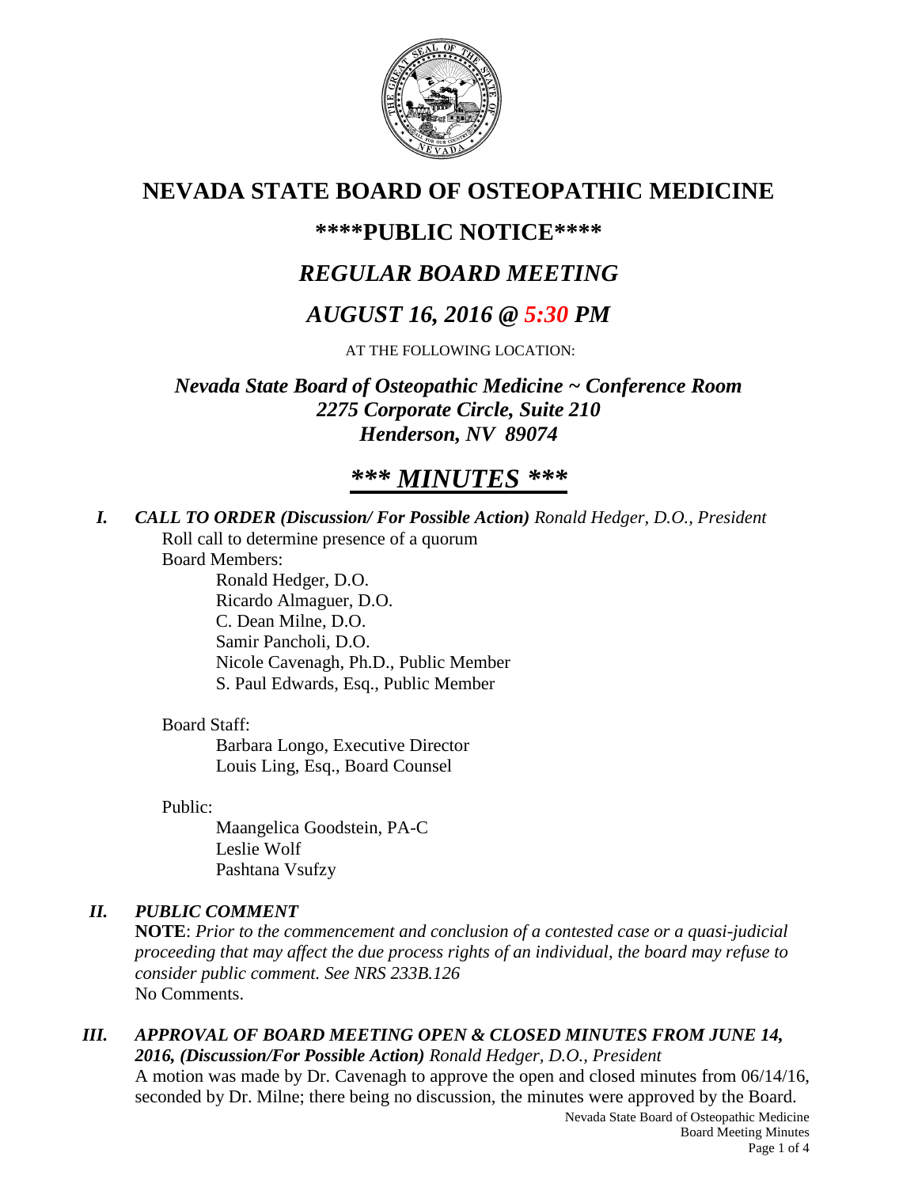# NEVADA STATE BOARD OF OSTEOPATHIC MEDICINE

## \*\*\*\*PUBLIC NOTICE\*\*\*\*

## *REGULAR BOARD MEETING*

## *AUGUST 16, 2016 @ 5:30 PM*

AT THE FOLLOWING LOCATION:

***Nevada State Board of Osteopathic Medicine ~ Conference Room***
***2275 Corporate Circle, Suite 210***
***Henderson, NV 89074***

## *\*\*\* MINUTES \*\*\**

***I. CALL TO ORDER (Discussion/ For Possible Action)*** *Ronald Hedger, D.O., President*

Roll call to determine presence of a quorum

Board Members:

- Ronald Hedger, D.O.
- Ricardo Almaguer, D.O.
- C. Dean Milne, D.O.
- Samir Pancholi, D.O.
- Nicole Cavenagh, Ph.D., Public Member
- S. Paul Edwards, Esq., Public Member

Board Staff:

- Barbara Longo, Executive Director
- Louis Ling, Esq., Board Counsel

Public:

- Maangelica Goodstein, PA-C
- Leslie Wolf
- Pashtana Vsufzy

***II. PUBLIC COMMENT***

**NOTE**: *Prior to the commencement and conclusion of a contested case or a quasi-judicial proceeding that may affect the due process rights of an individual, the board may refuse to consider public comment. See NRS 233B.126*

No Comments.

***III. APPROVAL OF BOARD MEETING OPEN & CLOSED MINUTES FROM JUNE 14, 2016, (Discussion/For Possible Action)*** *Ronald Hedger, D.O., President*

A motion was made by Dr. Cavenagh to approve the open and closed minutes from 06/14/16, seconded by Dr. Milne; there being no discussion, the minutes were approved by the Board.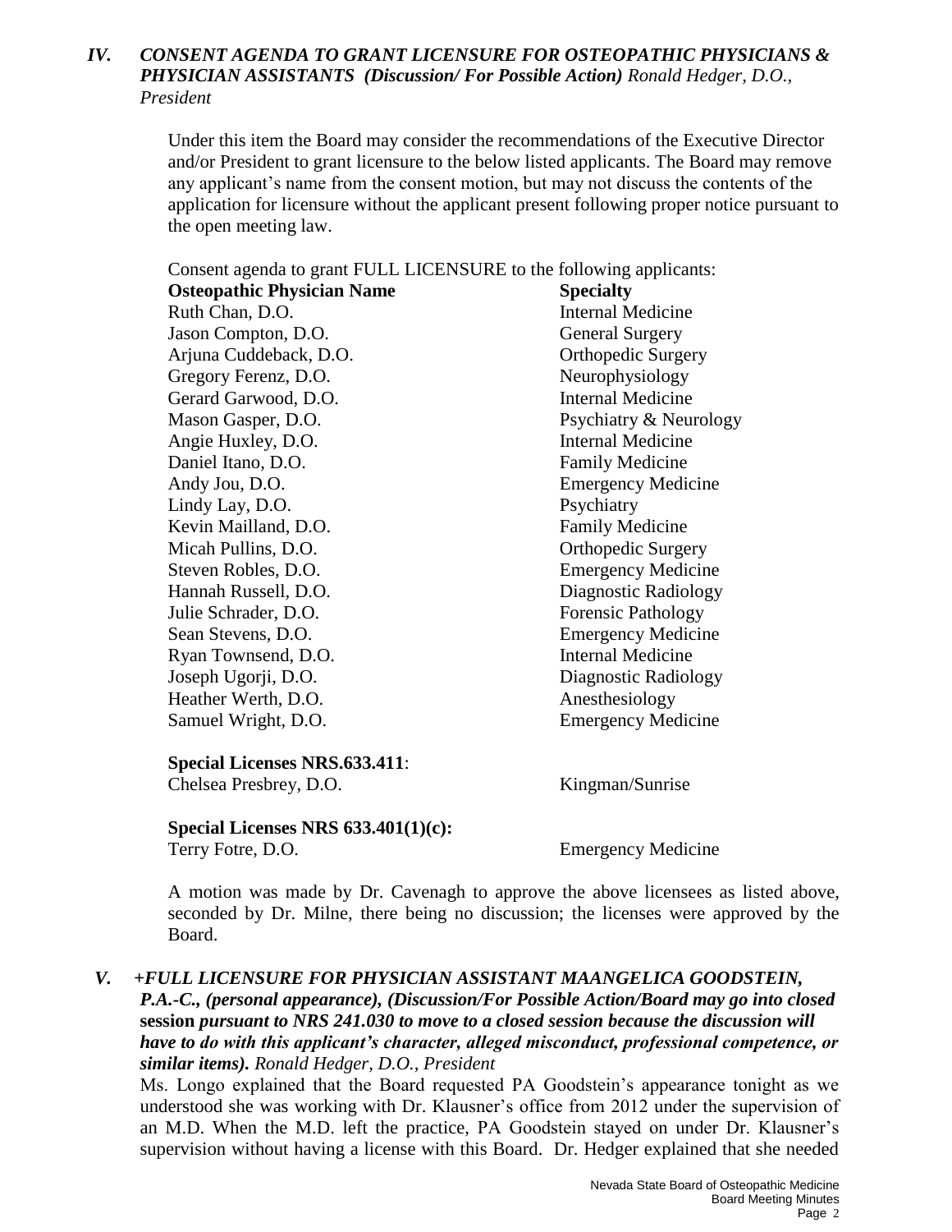## *IV. CONSENT AGENDA TO GRANT LICENSURE FOR OSTEOPATHIC PHYSICIANS & PHYSICIAN ASSISTANTS (Discussion/ For Possible Action) Ronald Hedger, D.O., President*

Under this item the Board may consider the recommendations of the Executive Director and/or President to grant licensure to the below listed applicants. The Board may remove any applicant's name from the consent motion, but may not discuss the contents of the application for licensure without the applicant present following proper notice pursuant to the open meeting law.

Consent agenda to grant FULL LICENSURE to the following applicants:

| **Osteopathic Physician Name** | **Specialty** |
|---|---|
| Ruth Chan, D.O. | Internal Medicine |
| Jason Compton, D.O. | General Surgery |
| Arjuna Cuddeback, D.O. | Orthopedic Surgery |
| Gregory Ferenz, D.O. | Neurophysiology |
| Gerard Garwood, D.O. | Internal Medicine |
| Mason Gasper, D.O. | Psychiatry & Neurology |
| Angie Huxley, D.O. | Internal Medicine |
| Daniel Itano, D.O. | Family Medicine |
| Andy Jou, D.O. | Emergency Medicine |
| Lindy Lay, D.O. | Psychiatry |
| Kevin Mailland, D.O. | Family Medicine |
| Micah Pullins, D.O. | Orthopedic Surgery |
| Steven Robles, D.O. | Emergency Medicine |
| Hannah Russell, D.O. | Diagnostic Radiology |
| Julie Schrader, D.O. | Forensic Pathology |
| Sean Stevens, D.O. | Emergency Medicine |
| Ryan Townsend, D.O. | Internal Medicine |
| Joseph Ugorji, D.O. | Diagnostic Radiology |
| Heather Werth, D.O. | Anesthesiology |
| Samuel Wright, D.O. | Emergency Medicine |

**Special Licenses NRS.633.411**:

| | |
|---|---|
| Chelsea Presbrey, D.O. | Kingman/Sunrise |

**Special Licenses NRS 633.401(1)(c):**

| | |
|---|---|
| Terry Fotre, D.O. | Emergency Medicine |

A motion was made by Dr. Cavenagh to approve the above licensees as listed above, seconded by Dr. Milne, there being no discussion; the licenses were approved by the Board.

## *V. +FULL LICENSURE FOR PHYSICIAN ASSISTANT MAANGELICA GOODSTEIN, P.A.-C., (personal appearance), (Discussion/For Possible Action/Board may go into closed* **session** *pursuant to NRS 241.030 to move to a closed session because the discussion will have to do with this applicant's character, alleged misconduct, professional competence, or similar items). Ronald Hedger, D.O., President*

Ms. Longo explained that the Board requested PA Goodstein's appearance tonight as we understood she was working with Dr. Klausner's office from 2012 under the supervision of an M.D. When the M.D. left the practice, PA Goodstein stayed on under Dr. Klausner's supervision without having a license with this Board. Dr. Hedger explained that she needed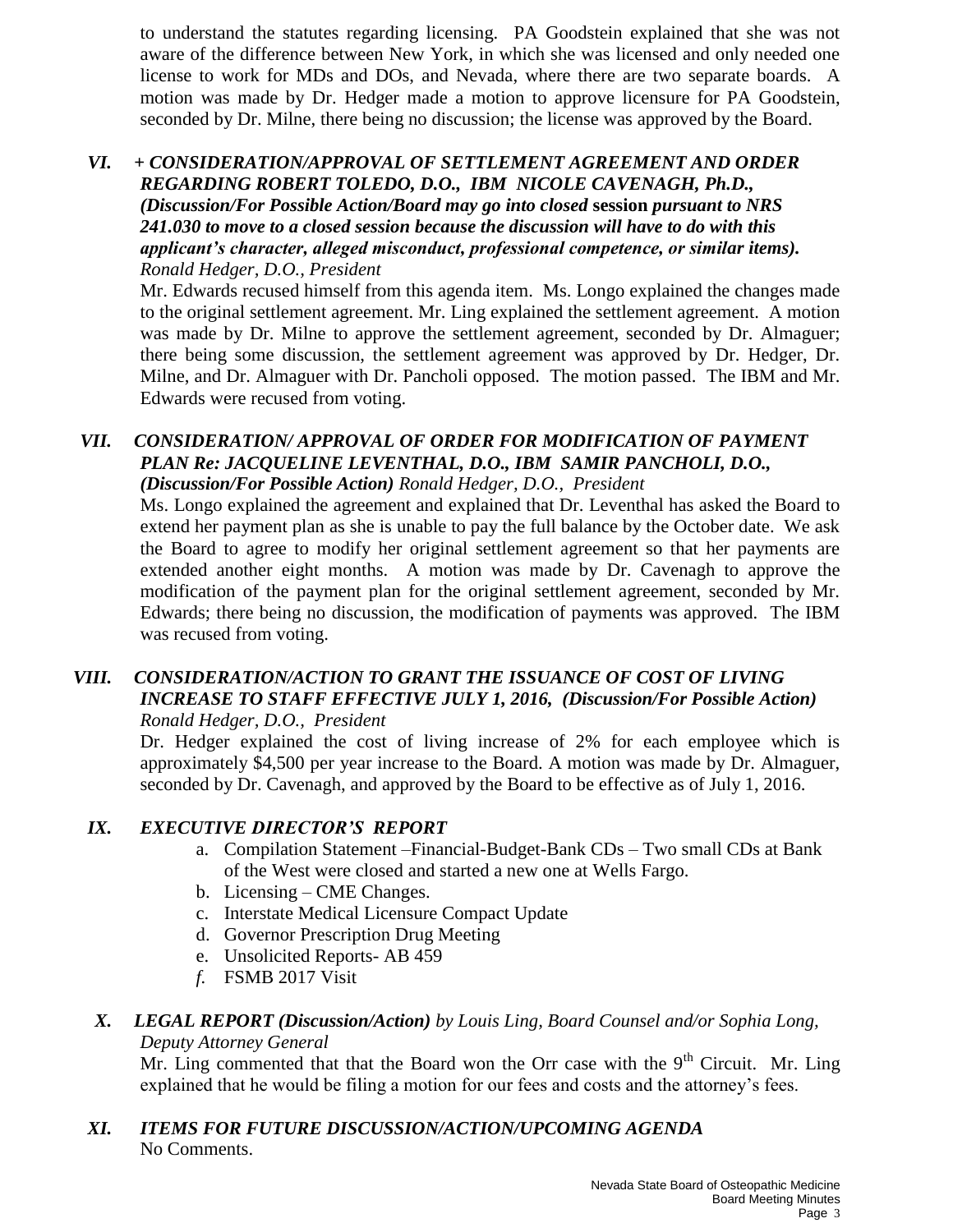to understand the statutes regarding licensing. PA Goodstein explained that she was not aware of the difference between New York, in which she was licensed and only needed one license to work for MDs and DOs, and Nevada, where there are two separate boards. A motion was made by Dr. Hedger made a motion to approve licensure for PA Goodstein, seconded by Dr. Milne, there being no discussion; the license was approved by the Board.

### VI. *+ CONSIDERATION/APPROVAL OF SETTLEMENT AGREEMENT AND ORDER REGARDING ROBERT TOLEDO, D.O., IBM NICOLE CAVENAGH, Ph.D., (Discussion/For Possible Action/Board may go into closed* session *pursuant to NRS 241.030 to move to a closed session because the discussion will have to do with this applicant's character, alleged misconduct, professional competence, or similar items).*

*Ronald Hedger, D.O., President*

Mr. Edwards recused himself from this agenda item. Ms. Longo explained the changes made to the original settlement agreement. Mr. Ling explained the settlement agreement. A motion was made by Dr. Milne to approve the settlement agreement, seconded by Dr. Almaguer; there being some discussion, the settlement agreement was approved by Dr. Hedger, Dr. Milne, and Dr. Almaguer with Dr. Pancholi opposed. The motion passed. The IBM and Mr. Edwards were recused from voting.

### VII. *CONSIDERATION/ APPROVAL OF ORDER FOR MODIFICATION OF PAYMENT PLAN Re: JACQUELINE LEVENTHAL, D.O., IBM SAMIR PANCHOLI, D.O., (Discussion/For Possible Action) Ronald Hedger, D.O., President*

Ms. Longo explained the agreement and explained that Dr. Leventhal has asked the Board to extend her payment plan as she is unable to pay the full balance by the October date. We ask the Board to agree to modify her original settlement agreement so that her payments are extended another eight months. A motion was made by Dr. Cavenagh to approve the modification of the payment plan for the original settlement agreement, seconded by Mr. Edwards; there being no discussion, the modification of payments was approved. The IBM was recused from voting.

### VIII. *CONSIDERATION/ACTION TO GRANT THE ISSUANCE OF COST OF LIVING INCREASE TO STAFF EFFECTIVE JULY 1, 2016, (Discussion/For Possible Action) Ronald Hedger, D.O., President*

Dr. Hedger explained the cost of living increase of 2% for each employee which is approximately $4,500 per year increase to the Board. A motion was made by Dr. Almaguer, seconded by Dr. Cavenagh, and approved by the Board to be effective as of July 1, 2016.

### IX. *EXECUTIVE DIRECTOR'S REPORT*

a. Compilation Statement –Financial-Budget-Bank CDs – Two small CDs at Bank of the West were closed and started a new one at Wells Fargo.
b. Licensing – CME Changes.
c. Interstate Medical Licensure Compact Update
d. Governor Prescription Drug Meeting
e. Unsolicited Reports- AB 459
*f.* FSMB 2017 Visit

### X. *LEGAL REPORT (Discussion/Action) by Louis Ling, Board Counsel and/or Sophia Long, Deputy Attorney General*

Mr. Ling commented that that the Board won the Orr case with the 9th Circuit. Mr. Ling explained that he would be filing a motion for our fees and costs and the attorney's fees.

### XI. *ITEMS FOR FUTURE DISCUSSION/ACTION/UPCOMING AGENDA*

No Comments.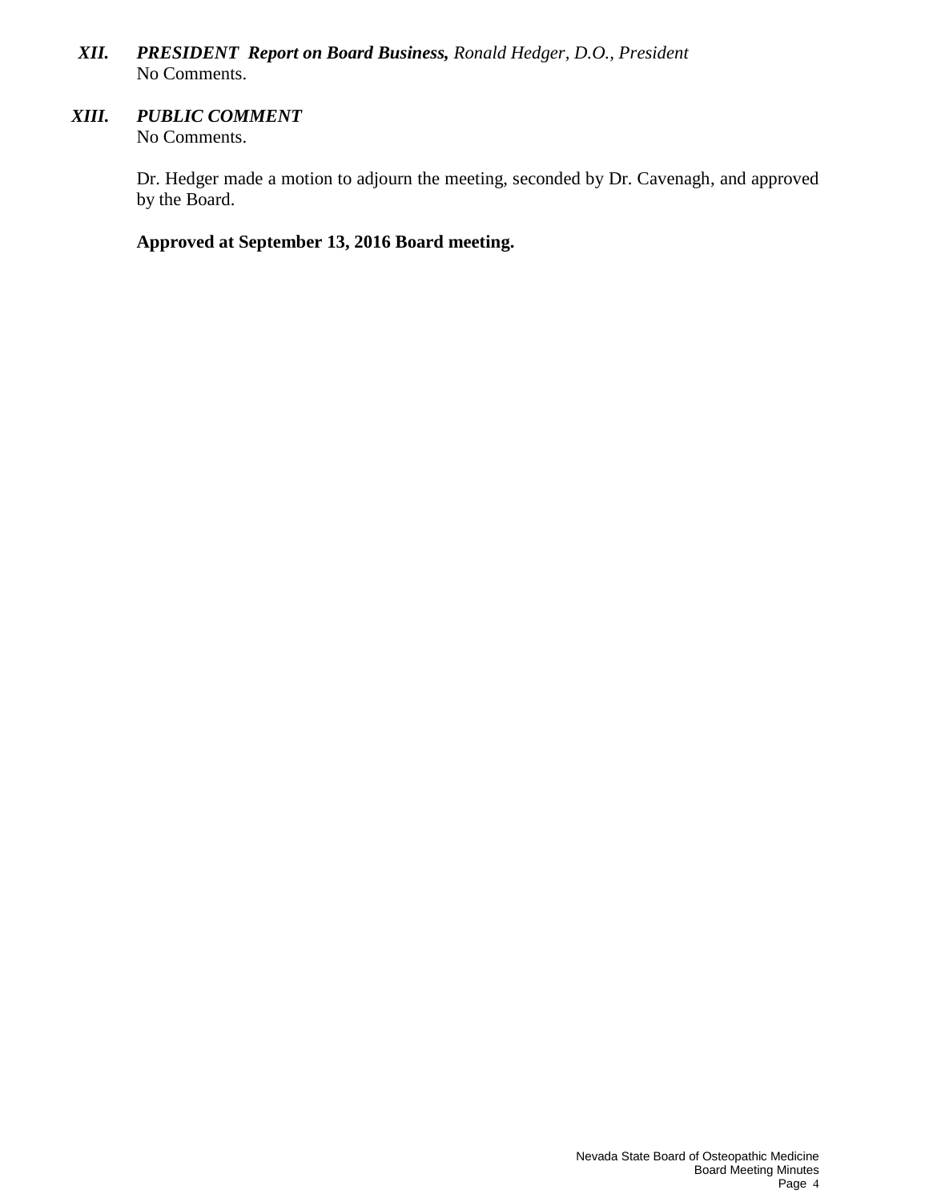***XII. PRESIDENT Report on Board Business,*** *Ronald Hedger, D.O., President*

No Comments.

***XIII. PUBLIC COMMENT***

No Comments.

Dr. Hedger made a motion to adjourn the meeting, seconded by Dr. Cavenagh, and approved by the Board.

**Approved at September 13, 2016 Board meeting.**